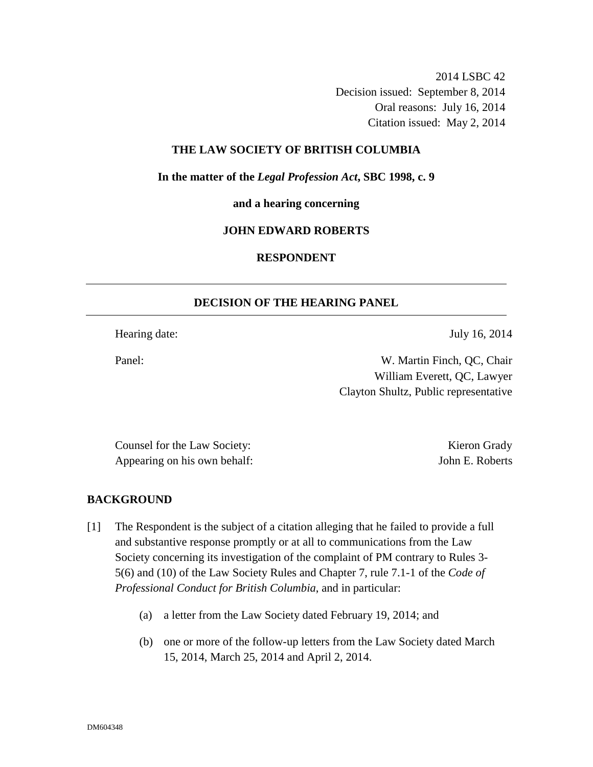2014 LSBC 42
Decision issued: September 8, 2014
Oral reasons: July 16, 2014
Citation issued: May 2, 2014

**THE LAW SOCIETY OF BRITISH COLUMBIA**

**In the matter of the *Legal Profession Act*, SBC 1998, c. 9**

**and a hearing concerning**

**JOHN EDWARD ROBERTS**

**RESPONDENT**

---

## DECISION OF THE HEARING PANEL

---

| | |
|---|---|
| Hearing date: | July 16, 2014 |
| Panel: | W. Martin Finch, QC, Chair<br>William Everett, QC, Lawyer<br>Clayton Shultz, Public representative |

| | |
|---|---|
| Counsel for the Law Society: | Kieron Grady |
| Appearing on his own behalf: | John E. Roberts |

## BACKGROUND

[1] The Respondent is the subject of a citation alleging that he failed to provide a full and substantive response promptly or at all to communications from the Law Society concerning its investigation of the complaint of PM contrary to Rules 3-5(6) and (10) of the Law Society Rules and Chapter 7, rule 7.1-1 of the *Code of Professional Conduct for British Columbia*, and in particular:

(a) a letter from the Law Society dated February 19, 2014; and

(b) one or more of the follow-up letters from the Law Society dated March 15, 2014, March 25, 2014 and April 2, 2014.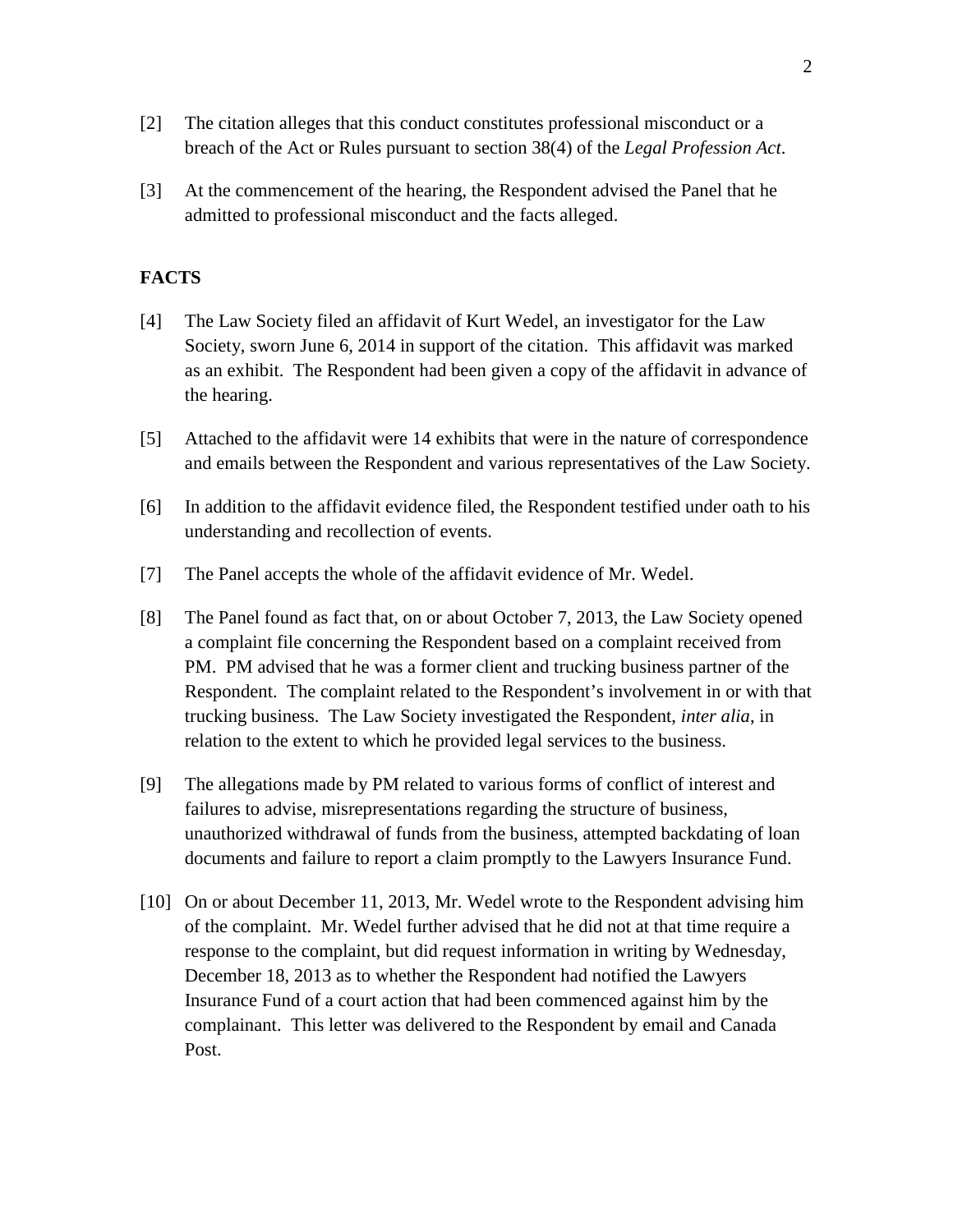[2] The citation alleges that this conduct constitutes professional misconduct or a breach of the Act or Rules pursuant to section 38(4) of the *Legal Profession Act*.

[3] At the commencement of the hearing, the Respondent advised the Panel that he admitted to professional misconduct and the facts alleged.

## FACTS

[4] The Law Society filed an affidavit of Kurt Wedel, an investigator for the Law Society, sworn June 6, 2014 in support of the citation. This affidavit was marked as an exhibit. The Respondent had been given a copy of the affidavit in advance of the hearing.

[5] Attached to the affidavit were 14 exhibits that were in the nature of correspondence and emails between the Respondent and various representatives of the Law Society.

[6] In addition to the affidavit evidence filed, the Respondent testified under oath to his understanding and recollection of events.

[7] The Panel accepts the whole of the affidavit evidence of Mr. Wedel.

[8] The Panel found as fact that, on or about October 7, 2013, the Law Society opened a complaint file concerning the Respondent based on a complaint received from PM. PM advised that he was a former client and trucking business partner of the Respondent. The complaint related to the Respondent's involvement in or with that trucking business. The Law Society investigated the Respondent, *inter alia*, in relation to the extent to which he provided legal services to the business.

[9] The allegations made by PM related to various forms of conflict of interest and failures to advise, misrepresentations regarding the structure of business, unauthorized withdrawal of funds from the business, attempted backdating of loan documents and failure to report a claim promptly to the Lawyers Insurance Fund.

[10] On or about December 11, 2013, Mr. Wedel wrote to the Respondent advising him of the complaint. Mr. Wedel further advised that he did not at that time require a response to the complaint, but did request information in writing by Wednesday, December 18, 2013 as to whether the Respondent had notified the Lawyers Insurance Fund of a court action that had been commenced against him by the complainant. This letter was delivered to the Respondent by email and Canada Post.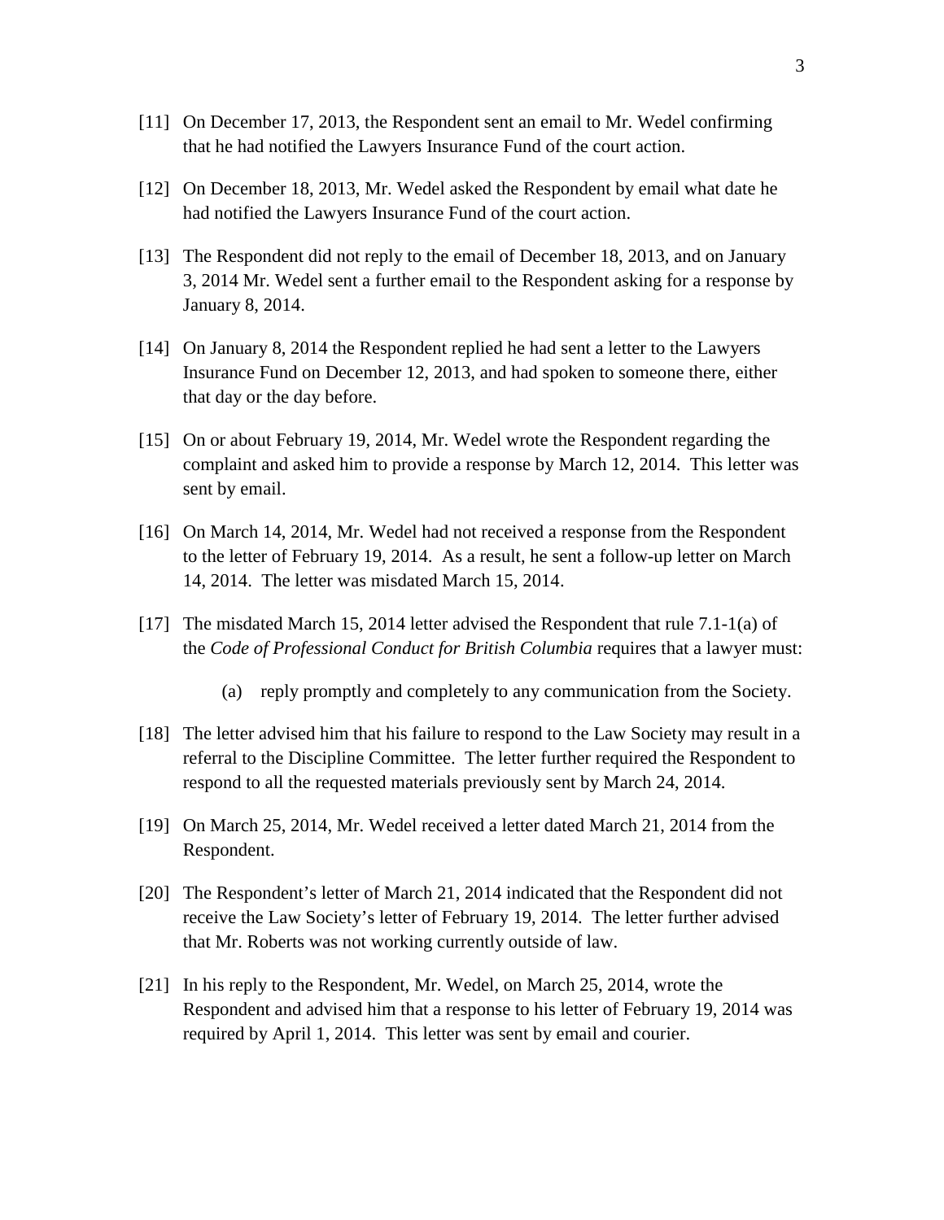[11] On December 17, 2013, the Respondent sent an email to Mr. Wedel confirming that he had notified the Lawyers Insurance Fund of the court action.

[12] On December 18, 2013, Mr. Wedel asked the Respondent by email what date he had notified the Lawyers Insurance Fund of the court action.

[13] The Respondent did not reply to the email of December 18, 2013, and on January 3, 2014 Mr. Wedel sent a further email to the Respondent asking for a response by January 8, 2014.

[14] On January 8, 2014 the Respondent replied he had sent a letter to the Lawyers Insurance Fund on December 12, 2013, and had spoken to someone there, either that day or the day before.

[15] On or about February 19, 2014, Mr. Wedel wrote the Respondent regarding the complaint and asked him to provide a response by March 12, 2014. This letter was sent by email.

[16] On March 14, 2014, Mr. Wedel had not received a response from the Respondent to the letter of February 19, 2014. As a result, he sent a follow-up letter on March 14, 2014. The letter was misdated March 15, 2014.

[17] The misdated March 15, 2014 letter advised the Respondent that rule 7.1-1(a) of the *Code of Professional Conduct for British Columbia* requires that a lawyer must:

> (a) reply promptly and completely to any communication from the Society.

[18] The letter advised him that his failure to respond to the Law Society may result in a referral to the Discipline Committee. The letter further required the Respondent to respond to all the requested materials previously sent by March 24, 2014.

[19] On March 25, 2014, Mr. Wedel received a letter dated March 21, 2014 from the Respondent.

[20] The Respondent's letter of March 21, 2014 indicated that the Respondent did not receive the Law Society's letter of February 19, 2014. The letter further advised that Mr. Roberts was not working currently outside of law.

[21] In his reply to the Respondent, Mr. Wedel, on March 25, 2014, wrote the Respondent and advised him that a response to his letter of February 19, 2014 was required by April 1, 2014. This letter was sent by email and courier.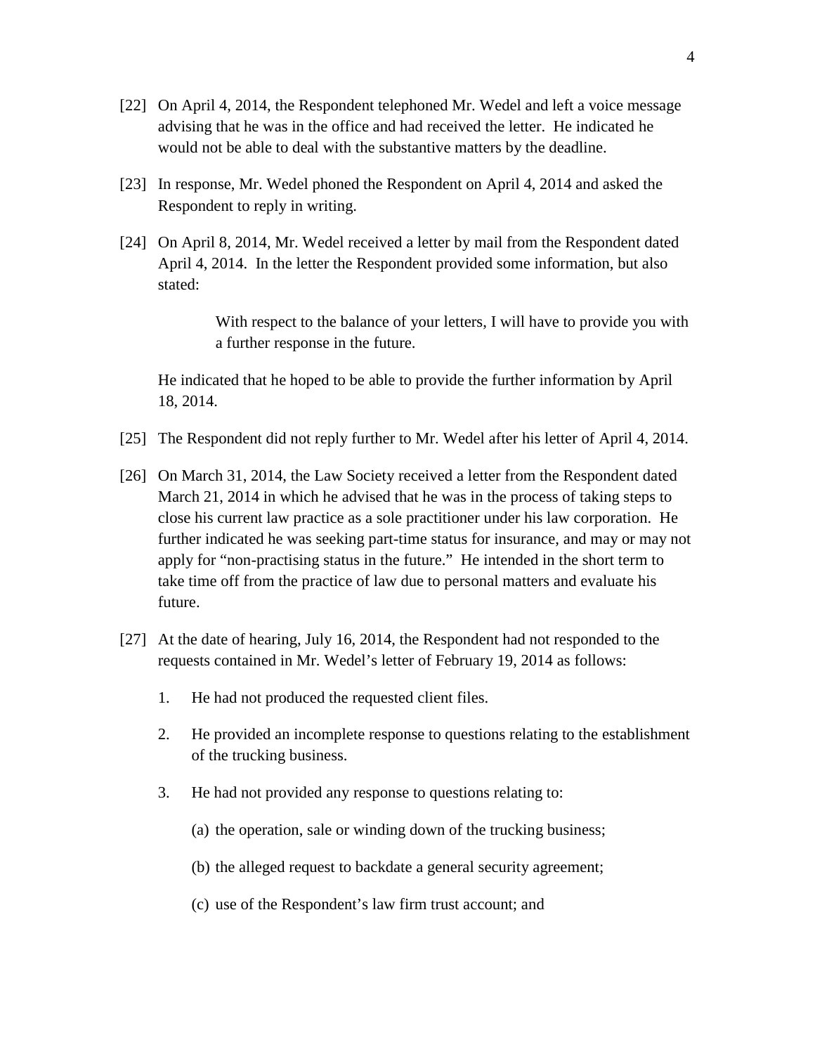[22] On April 4, 2014, the Respondent telephoned Mr. Wedel and left a voice message advising that he was in the office and had received the letter. He indicated he would not be able to deal with the substantive matters by the deadline.

[23] In response, Mr. Wedel phoned the Respondent on April 4, 2014 and asked the Respondent to reply in writing.

[24] On April 8, 2014, Mr. Wedel received a letter by mail from the Respondent dated April 4, 2014. In the letter the Respondent provided some information, but also stated:

> With respect to the balance of your letters, I will have to provide you with a further response in the future.

He indicated that he hoped to be able to provide the further information by April 18, 2014.

[25] The Respondent did not reply further to Mr. Wedel after his letter of April 4, 2014.

[26] On March 31, 2014, the Law Society received a letter from the Respondent dated March 21, 2014 in which he advised that he was in the process of taking steps to close his current law practice as a sole practitioner under his law corporation. He further indicated he was seeking part-time status for insurance, and may or may not apply for "non-practising status in the future." He intended in the short term to take time off from the practice of law due to personal matters and evaluate his future.

[27] At the date of hearing, July 16, 2014, the Respondent had not responded to the requests contained in Mr. Wedel's letter of February 19, 2014 as follows:

1. He had not produced the requested client files.

2. He provided an incomplete response to questions relating to the establishment of the trucking business.

3. He had not provided any response to questions relating to:

   (a) the operation, sale or winding down of the trucking business;

   (b) the alleged request to backdate a general security agreement;

   (c) use of the Respondent's law firm trust account; and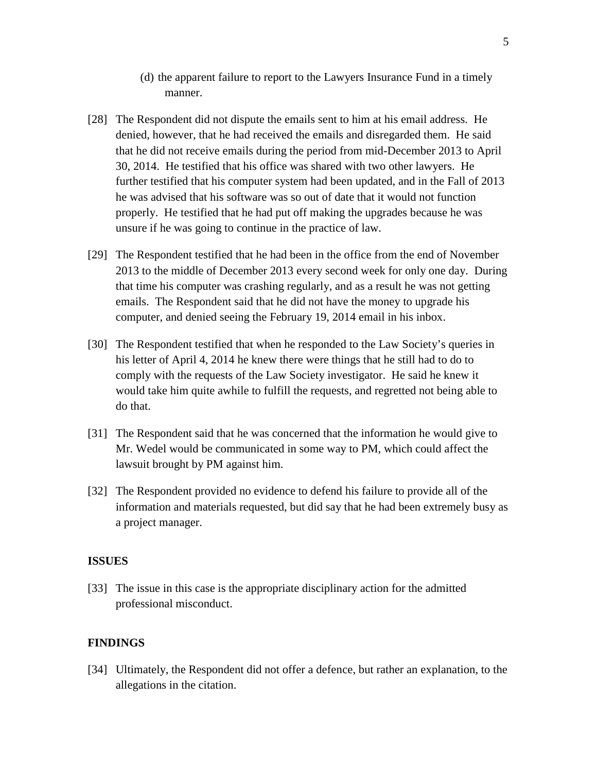(d) the apparent failure to report to the Lawyers Insurance Fund in a timely manner.

[28] The Respondent did not dispute the emails sent to him at his email address. He denied, however, that he had received the emails and disregarded them. He said that he did not receive emails during the period from mid-December 2013 to April 30, 2014. He testified that his office was shared with two other lawyers. He further testified that his computer system had been updated, and in the Fall of 2013 he was advised that his software was so out of date that it would not function properly. He testified that he had put off making the upgrades because he was unsure if he was going to continue in the practice of law.

[29] The Respondent testified that he had been in the office from the end of November 2013 to the middle of December 2013 every second week for only one day. During that time his computer was crashing regularly, and as a result he was not getting emails. The Respondent said that he did not have the money to upgrade his computer, and denied seeing the February 19, 2014 email in his inbox.

[30] The Respondent testified that when he responded to the Law Society's queries in his letter of April 4, 2014 he knew there were things that he still had to do to comply with the requests of the Law Society investigator. He said he knew it would take him quite awhile to fulfill the requests, and regretted not being able to do that.

[31] The Respondent said that he was concerned that the information he would give to Mr. Wedel would be communicated in some way to PM, which could affect the lawsuit brought by PM against him.

[32] The Respondent provided no evidence to defend his failure to provide all of the information and materials requested, but did say that he had been extremely busy as a project manager.

## ISSUES

[33] The issue in this case is the appropriate disciplinary action for the admitted professional misconduct.

## FINDINGS

[34] Ultimately, the Respondent did not offer a defence, but rather an explanation, to the allegations in the citation.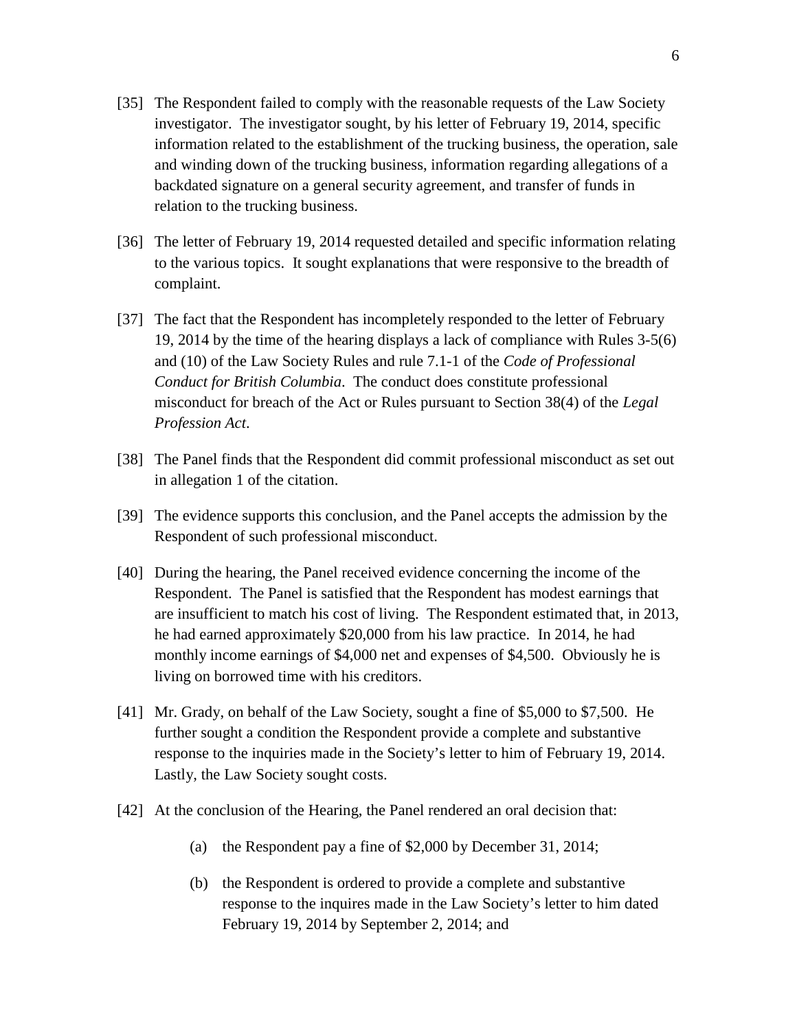[35] The Respondent failed to comply with the reasonable requests of the Law Society investigator. The investigator sought, by his letter of February 19, 2014, specific information related to the establishment of the trucking business, the operation, sale and winding down of the trucking business, information regarding allegations of a backdated signature on a general security agreement, and transfer of funds in relation to the trucking business.

[36] The letter of February 19, 2014 requested detailed and specific information relating to the various topics. It sought explanations that were responsive to the breadth of complaint.

[37] The fact that the Respondent has incompletely responded to the letter of February 19, 2014 by the time of the hearing displays a lack of compliance with Rules 3-5(6) and (10) of the Law Society Rules and rule 7.1-1 of the *Code of Professional Conduct for British Columbia*. The conduct does constitute professional misconduct for breach of the Act or Rules pursuant to Section 38(4) of the *Legal Profession Act*.

[38] The Panel finds that the Respondent did commit professional misconduct as set out in allegation 1 of the citation.

[39] The evidence supports this conclusion, and the Panel accepts the admission by the Respondent of such professional misconduct.

[40] During the hearing, the Panel received evidence concerning the income of the Respondent. The Panel is satisfied that the Respondent has modest earnings that are insufficient to match his cost of living. The Respondent estimated that, in 2013, he had earned approximately $20,000 from his law practice. In 2014, he had monthly income earnings of $4,000 net and expenses of $4,500. Obviously he is living on borrowed time with his creditors.

[41] Mr. Grady, on behalf of the Law Society, sought a fine of $5,000 to $7,500. He further sought a condition the Respondent provide a complete and substantive response to the inquiries made in the Society's letter to him of February 19, 2014. Lastly, the Law Society sought costs.

[42] At the conclusion of the Hearing, the Panel rendered an oral decision that:

(a) the Respondent pay a fine of $2,000 by December 31, 2014;

(b) the Respondent is ordered to provide a complete and substantive response to the inquires made in the Law Society's letter to him dated February 19, 2014 by September 2, 2014; and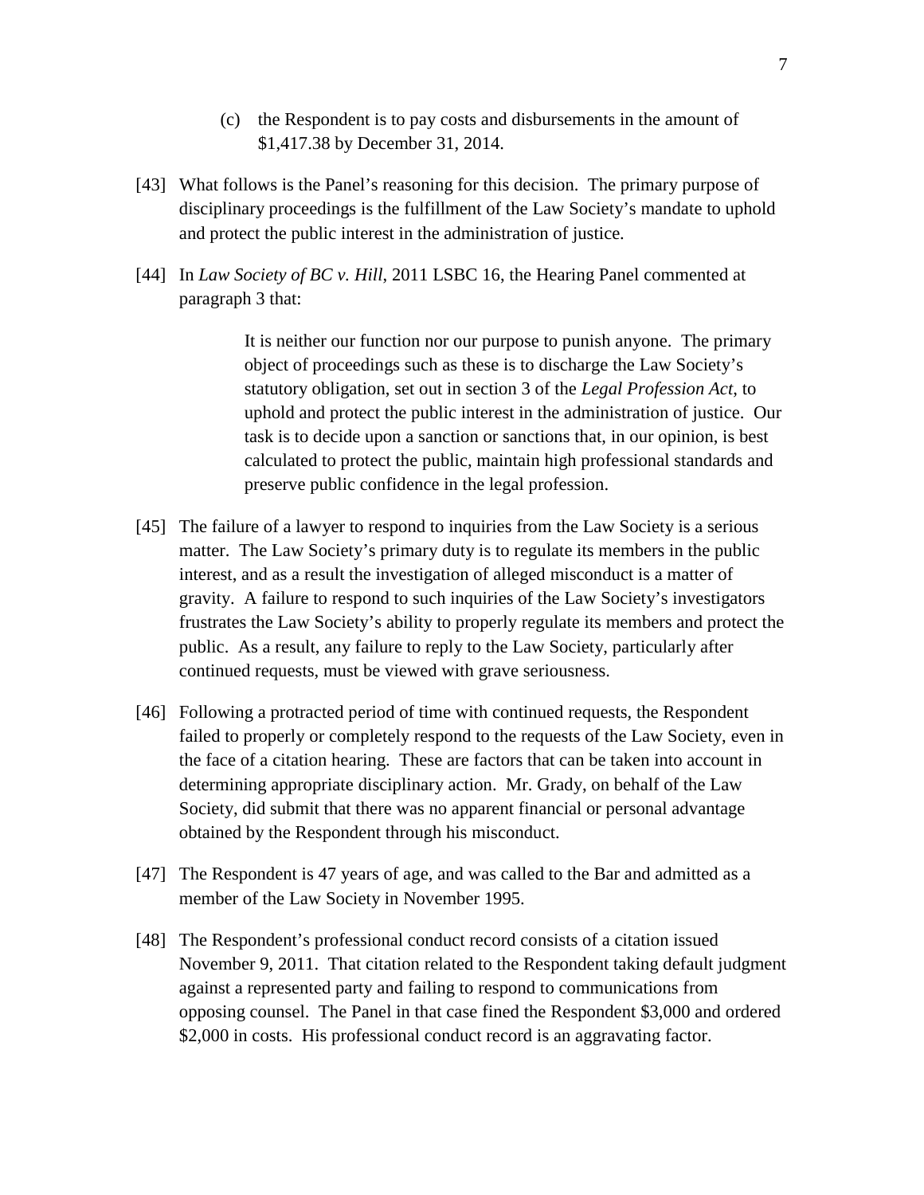(c) the Respondent is to pay costs and disbursements in the amount of $1,417.38 by December 31, 2014.

[43] What follows is the Panel's reasoning for this decision. The primary purpose of disciplinary proceedings is the fulfillment of the Law Society's mandate to uphold and protect the public interest in the administration of justice.

[44] In *Law Society of BC v. Hill*, 2011 LSBC 16, the Hearing Panel commented at paragraph 3 that:

> It is neither our function nor our purpose to punish anyone. The primary object of proceedings such as these is to discharge the Law Society's statutory obligation, set out in section 3 of the *Legal Profession Act*, to uphold and protect the public interest in the administration of justice. Our task is to decide upon a sanction or sanctions that, in our opinion, is best calculated to protect the public, maintain high professional standards and preserve public confidence in the legal profession.

[45] The failure of a lawyer to respond to inquiries from the Law Society is a serious matter. The Law Society's primary duty is to regulate its members in the public interest, and as a result the investigation of alleged misconduct is a matter of gravity. A failure to respond to such inquiries of the Law Society's investigators frustrates the Law Society's ability to properly regulate its members and protect the public. As a result, any failure to reply to the Law Society, particularly after continued requests, must be viewed with grave seriousness.

[46] Following a protracted period of time with continued requests, the Respondent failed to properly or completely respond to the requests of the Law Society, even in the face of a citation hearing. These are factors that can be taken into account in determining appropriate disciplinary action. Mr. Grady, on behalf of the Law Society, did submit that there was no apparent financial or personal advantage obtained by the Respondent through his misconduct.

[47] The Respondent is 47 years of age, and was called to the Bar and admitted as a member of the Law Society in November 1995.

[48] The Respondent's professional conduct record consists of a citation issued November 9, 2011. That citation related to the Respondent taking default judgment against a represented party and failing to respond to communications from opposing counsel. The Panel in that case fined the Respondent $3,000 and ordered $2,000 in costs. His professional conduct record is an aggravating factor.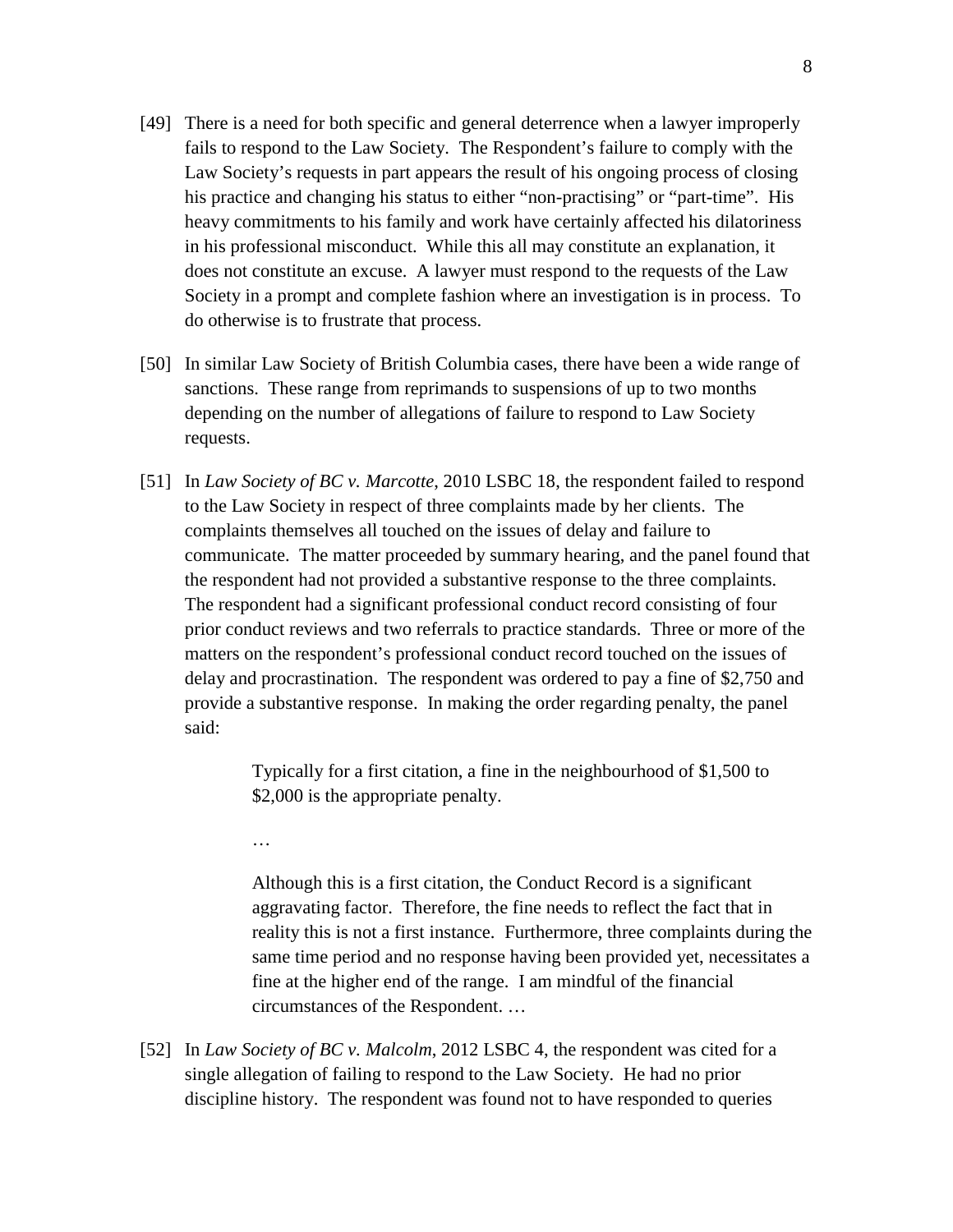[49] There is a need for both specific and general deterrence when a lawyer improperly fails to respond to the Law Society. The Respondent's failure to comply with the Law Society's requests in part appears the result of his ongoing process of closing his practice and changing his status to either "non-practising" or "part-time". His heavy commitments to his family and work have certainly affected his dilatoriness in his professional misconduct. While this all may constitute an explanation, it does not constitute an excuse. A lawyer must respond to the requests of the Law Society in a prompt and complete fashion where an investigation is in process. To do otherwise is to frustrate that process.

[50] In similar Law Society of British Columbia cases, there have been a wide range of sanctions. These range from reprimands to suspensions of up to two months depending on the number of allegations of failure to respond to Law Society requests.

[51] In *Law Society of BC v. Marcotte*, 2010 LSBC 18, the respondent failed to respond to the Law Society in respect of three complaints made by her clients. The complaints themselves all touched on the issues of delay and failure to communicate. The matter proceeded by summary hearing, and the panel found that the respondent had not provided a substantive response to the three complaints. The respondent had a significant professional conduct record consisting of four prior conduct reviews and two referrals to practice standards. Three or more of the matters on the respondent's professional conduct record touched on the issues of delay and procrastination. The respondent was ordered to pay a fine of $2,750 and provide a substantive response. In making the order regarding penalty, the panel said:

> Typically for a first citation, a fine in the neighbourhood of $1,500 to $2,000 is the appropriate penalty.
>
> …
>
> Although this is a first citation, the Conduct Record is a significant aggravating factor. Therefore, the fine needs to reflect the fact that in reality this is not a first instance. Furthermore, three complaints during the same time period and no response having been provided yet, necessitates a fine at the higher end of the range. I am mindful of the financial circumstances of the Respondent. …

[52] In *Law Society of BC v. Malcolm*, 2012 LSBC 4, the respondent was cited for a single allegation of failing to respond to the Law Society. He had no prior discipline history. The respondent was found not to have responded to queries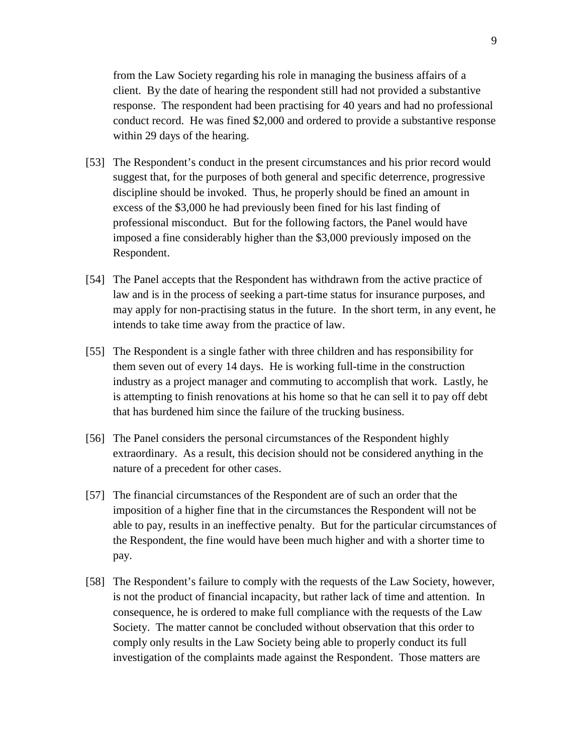from the Law Society regarding his role in managing the business affairs of a client. By the date of hearing the respondent still had not provided a substantive response. The respondent had been practising for 40 years and had no professional conduct record. He was fined $2,000 and ordered to provide a substantive response within 29 days of the hearing.

[53] The Respondent's conduct in the present circumstances and his prior record would suggest that, for the purposes of both general and specific deterrence, progressive discipline should be invoked. Thus, he properly should be fined an amount in excess of the $3,000 he had previously been fined for his last finding of professional misconduct. But for the following factors, the Panel would have imposed a fine considerably higher than the $3,000 previously imposed on the Respondent.

[54] The Panel accepts that the Respondent has withdrawn from the active practice of law and is in the process of seeking a part-time status for insurance purposes, and may apply for non-practising status in the future. In the short term, in any event, he intends to take time away from the practice of law.

[55] The Respondent is a single father with three children and has responsibility for them seven out of every 14 days. He is working full-time in the construction industry as a project manager and commuting to accomplish that work. Lastly, he is attempting to finish renovations at his home so that he can sell it to pay off debt that has burdened him since the failure of the trucking business.

[56] The Panel considers the personal circumstances of the Respondent highly extraordinary. As a result, this decision should not be considered anything in the nature of a precedent for other cases.

[57] The financial circumstances of the Respondent are of such an order that the imposition of a higher fine that in the circumstances the Respondent will not be able to pay, results in an ineffective penalty. But for the particular circumstances of the Respondent, the fine would have been much higher and with a shorter time to pay.

[58] The Respondent's failure to comply with the requests of the Law Society, however, is not the product of financial incapacity, but rather lack of time and attention. In consequence, he is ordered to make full compliance with the requests of the Law Society. The matter cannot be concluded without observation that this order to comply only results in the Law Society being able to properly conduct its full investigation of the complaints made against the Respondent. Those matters are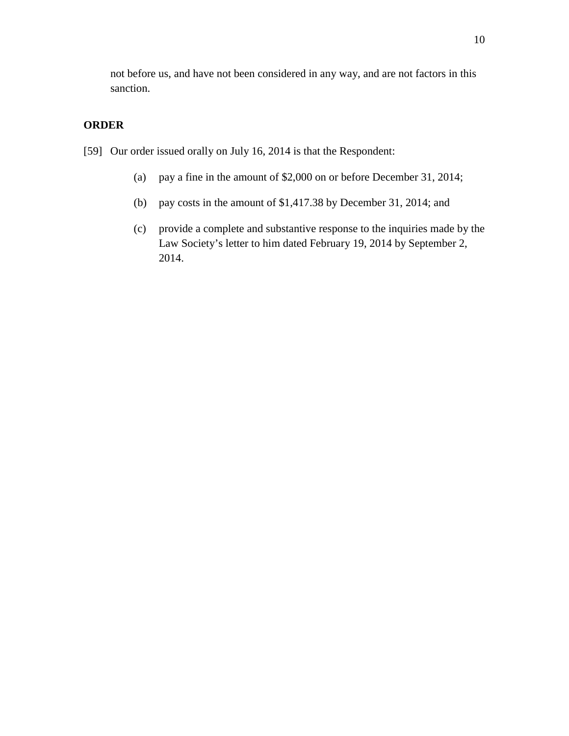not before us, and have not been considered in any way, and are not factors in this sanction.

## ORDER

[59] Our order issued orally on July 16, 2014 is that the Respondent:

(a) pay a fine in the amount of $2,000 on or before December 31, 2014;

(b) pay costs in the amount of $1,417.38 by December 31, 2014; and

(c) provide a complete and substantive response to the inquiries made by the Law Society's letter to him dated February 19, 2014 by September 2, 2014.